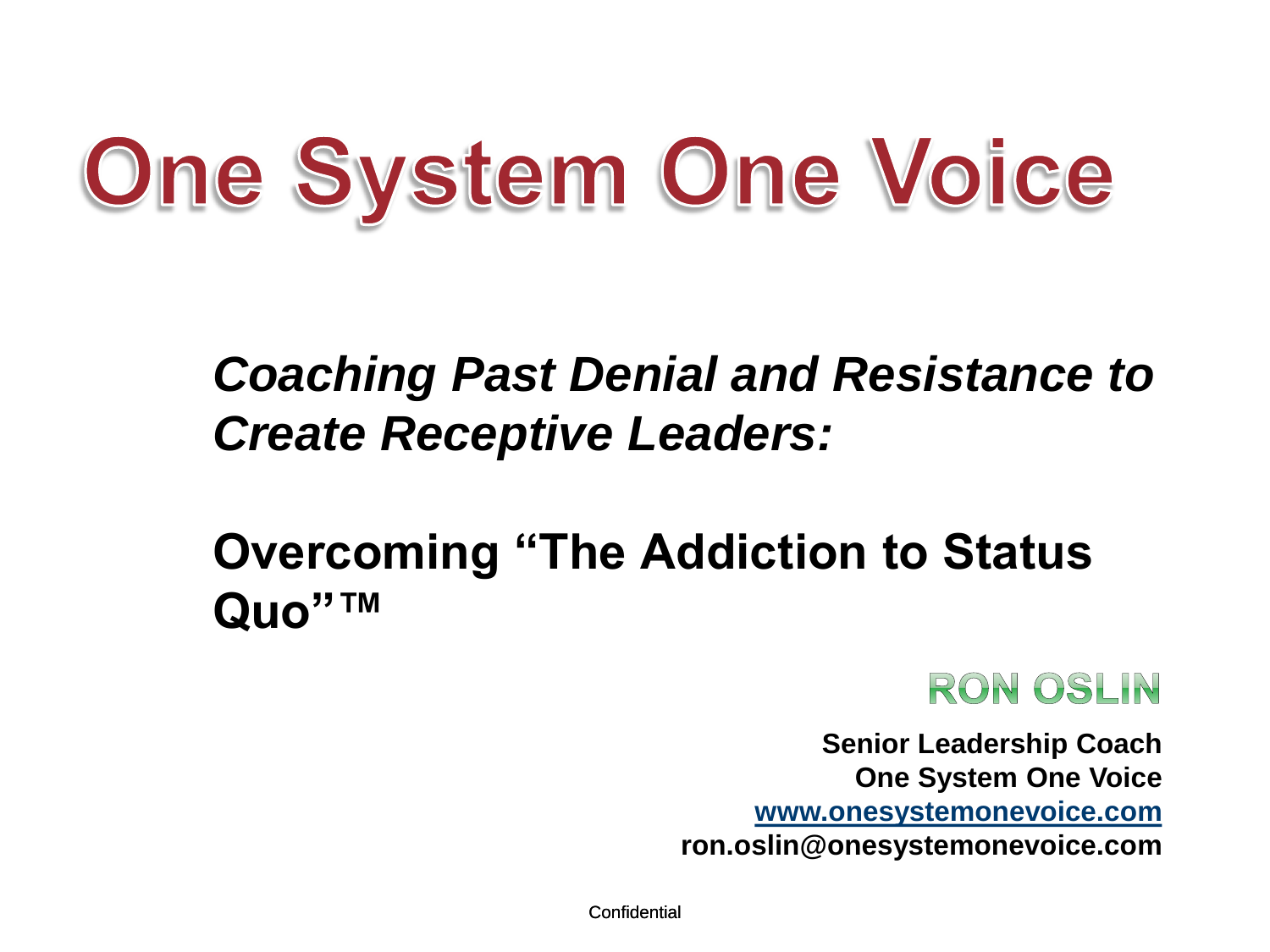# One System One Voice

***Coaching Past Denial and Resistance to Create Receptive Leaders:***

**Overcoming "The Addiction to Status Quo"™**

**RON OSLIN**

**Senior Leadership Coach**
**One System One Voice**
**www.onesystemonevoice.com**
**ron.oslin@onesystemonevoice.com**

Confidential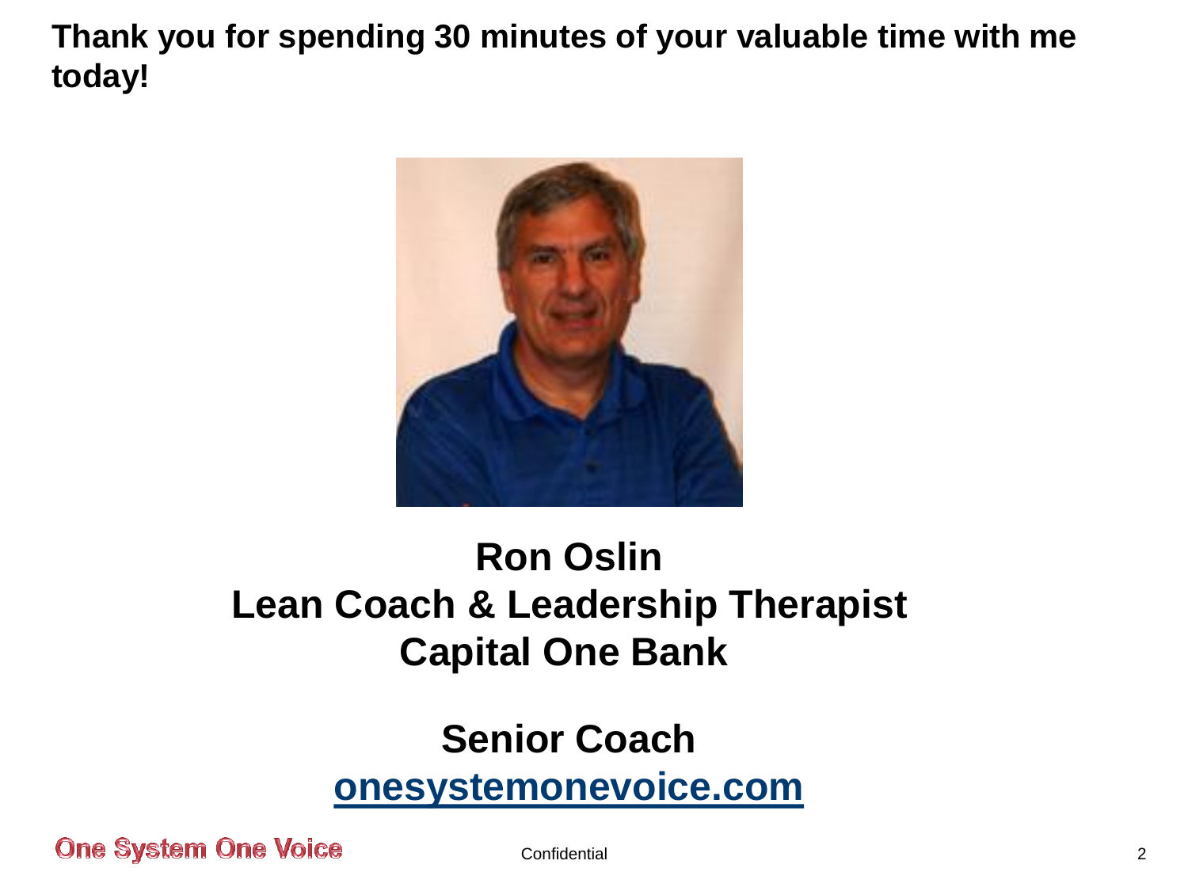**Thank you for spending 30 minutes of your valuable time with me today!**

**Ron Oslin**
**Lean Coach & Leadership Therapist**
**Capital One Bank**

**Senior Coach**
**onesystemonevoice.com**

One System One Voice

Confidential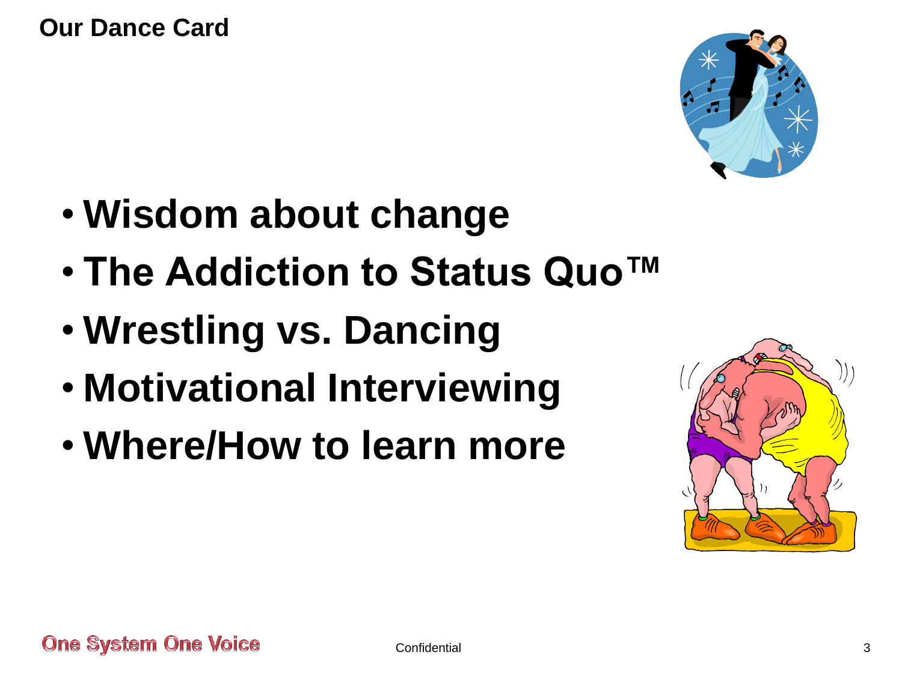# Our Dance Card

- **Wisdom about change**
- **The Addiction to Status Quo™**
- **Wrestling vs. Dancing**
- **Motivational Interviewing**
- **Where/How to learn more**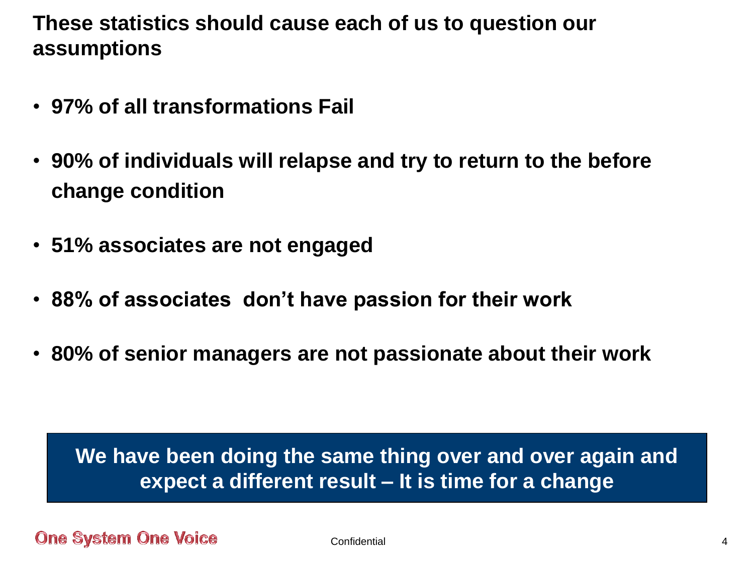## These statistics should cause each of us to question our assumptions

- **97% of all transformations Fail**
- **90% of individuals will relapse and try to return to the before change condition**
- **51% associates are not engaged**
- **88% of associates don't have passion for their work**
- **80% of senior managers are not passionate about their work**

**We have been doing the same thing over and over again and expect a different result – It is time for a change**

One System One Voice

Confidential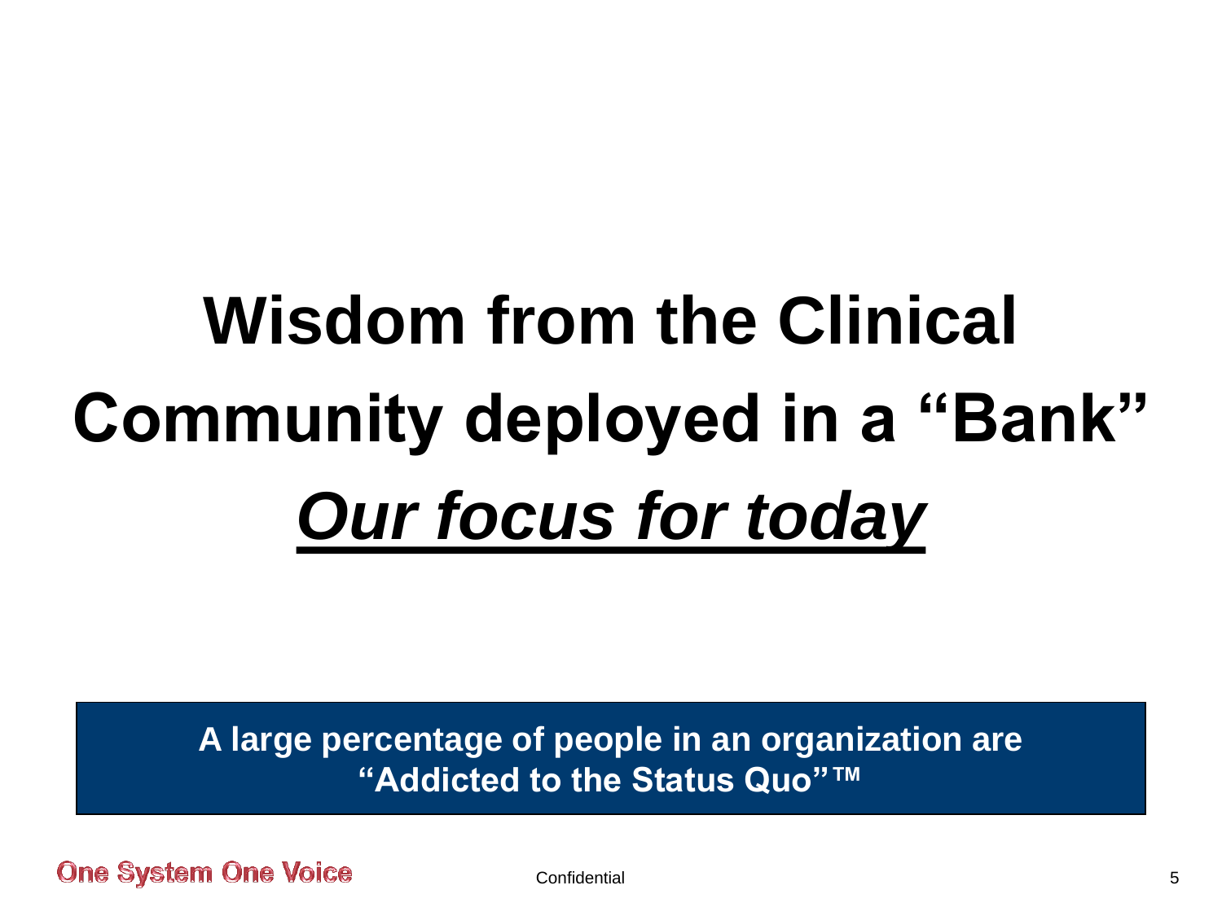# Wisdom from the Clinical Community deployed in a "Bank"

# ***Our focus for today***

**A large percentage of people in an organization are "Addicted to the Status Quo"™**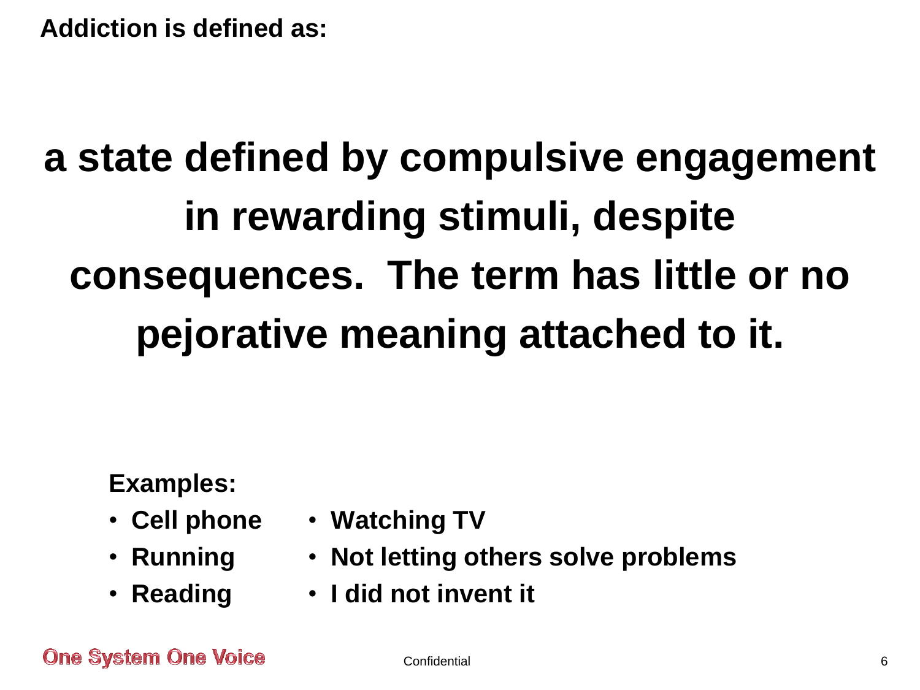**Addiction is defined as:**

# a state defined by compulsive engagement in rewarding stimuli, despite consequences. The term has little or no pejorative meaning attached to it.

**Examples:**

- **Cell phone**
- **Running**
- **Reading**
- **Watching TV**
- **Not letting others solve problems**
- **I did not invent it**

One System One Voice

Confidential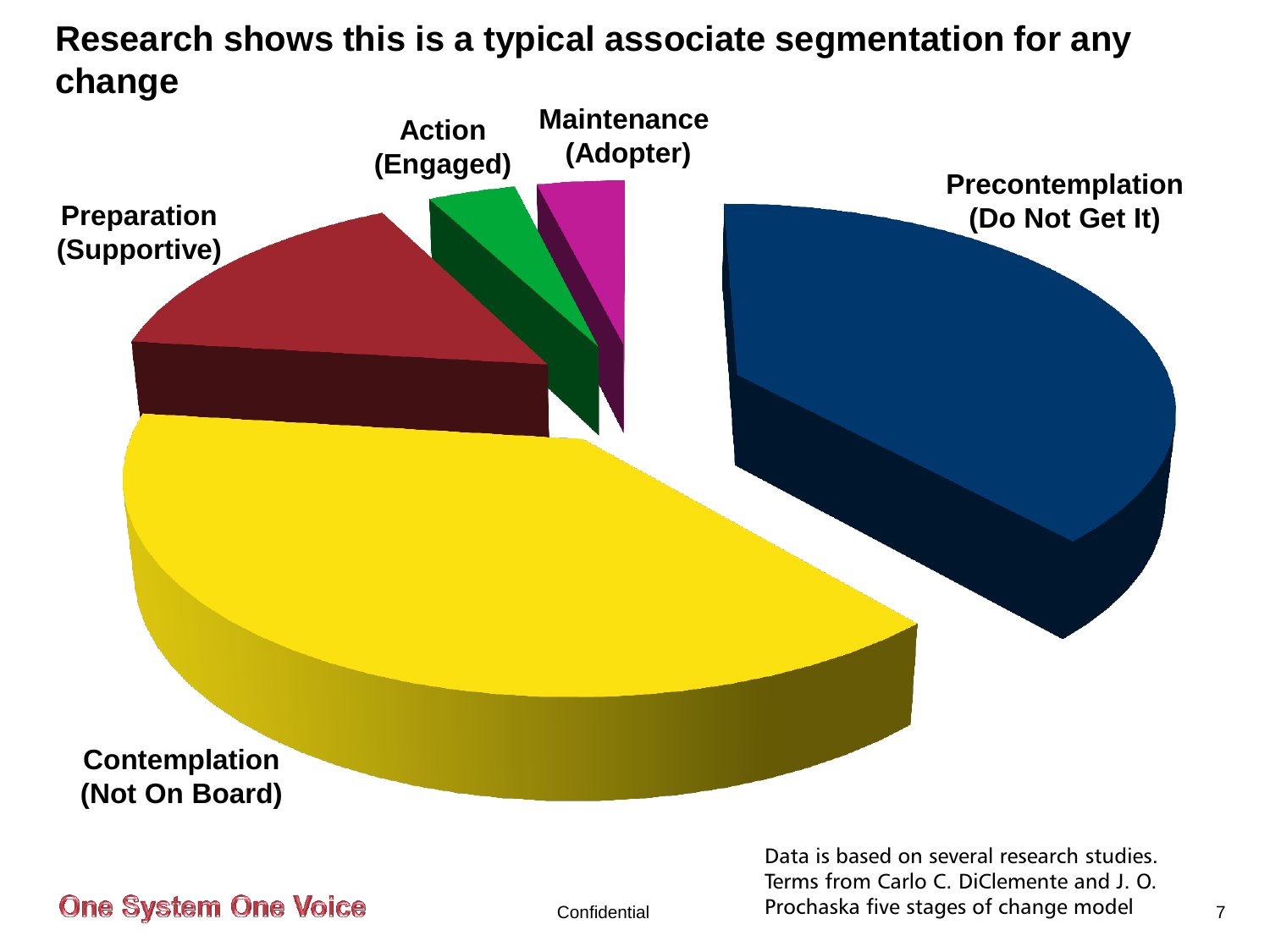# Research shows this is a typical associate segmentation for any change

Action (Engaged)

Maintenance (Adopter)

Preparation (Supportive)

Precontemplation (Do Not Get It)

Contemplation (Not On Board)

Data is based on several research studies. Terms from Carlo C. DiClemente and J. O. Prochaska five stages of change model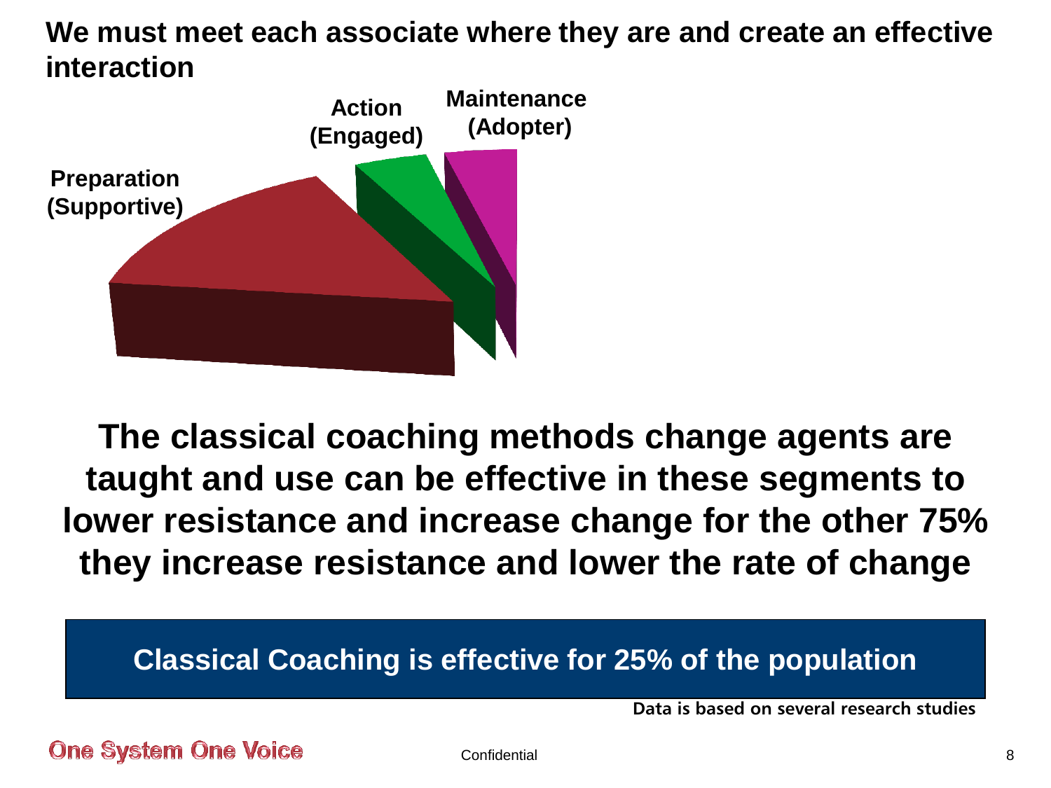## We must meet each associate where they are and create an effective interaction

Preparation (Supportive)

Action (Engaged)

Maintenance (Adopter)

**The classical coaching methods change agents are taught and use can be effective in these segments to lower resistance and increase change for the other 75% they increase resistance and lower the rate of change**

**Classical Coaching is effective for 25% of the population**

**Data is based on several research studies**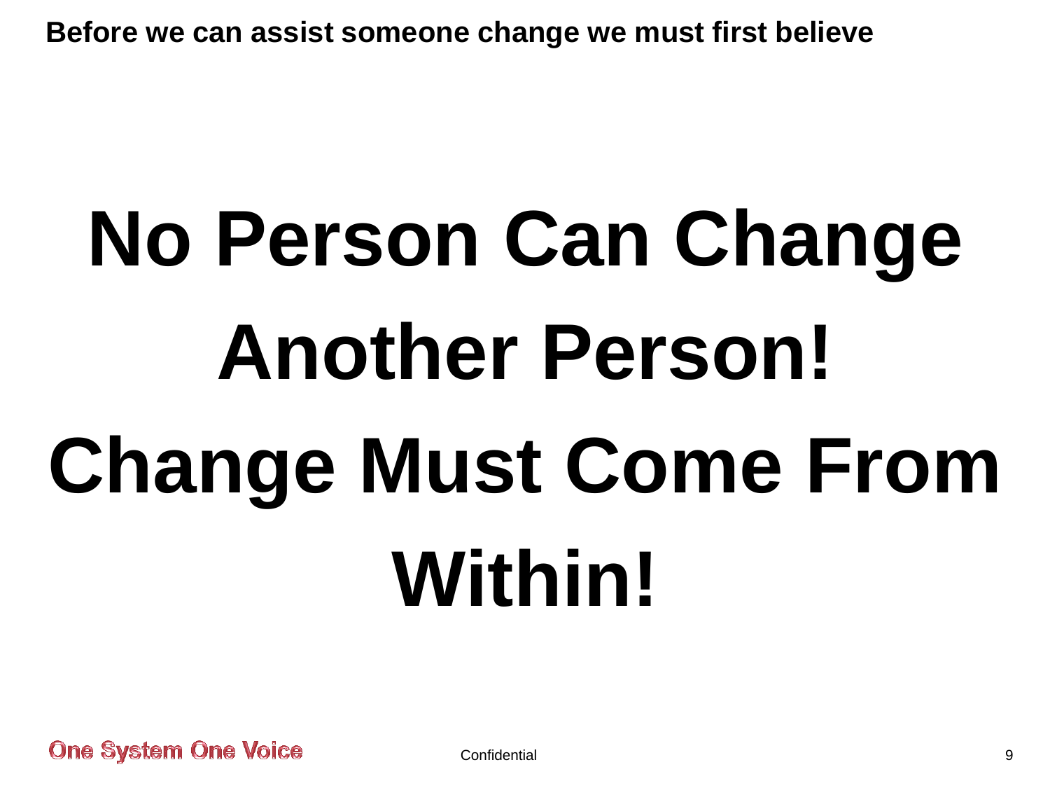**Before we can assist someone change we must first believe**

# No Person Can Change Another Person! Change Must Come From Within!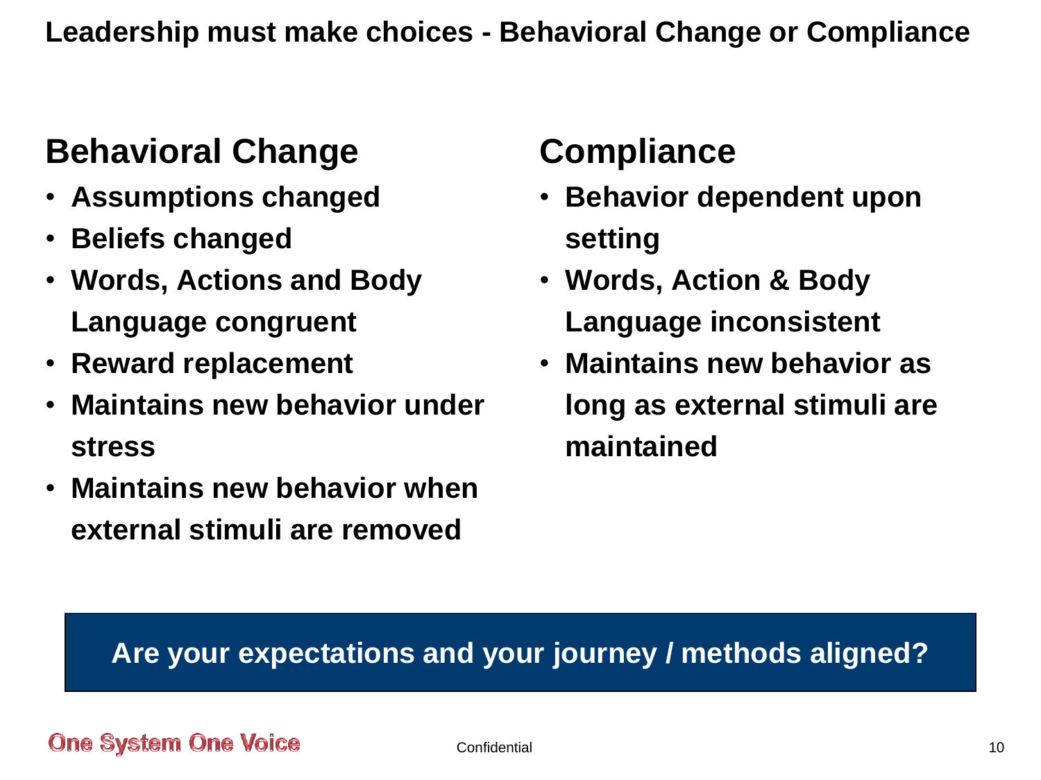# Leadership must make choices - Behavioral Change or Compliance

## Behavioral Change

- Assumptions changed
- Beliefs changed
- Words, Actions and Body Language congruent
- Reward replacement
- Maintains new behavior under stress
- Maintains new behavior when external stimuli are removed

## Compliance

- Behavior dependent upon setting
- Words, Action & Body Language inconsistent
- Maintains new behavior as long as external stimuli are maintained

**Are your expectations and your journey / methods aligned?**

One System One Voice

Confidential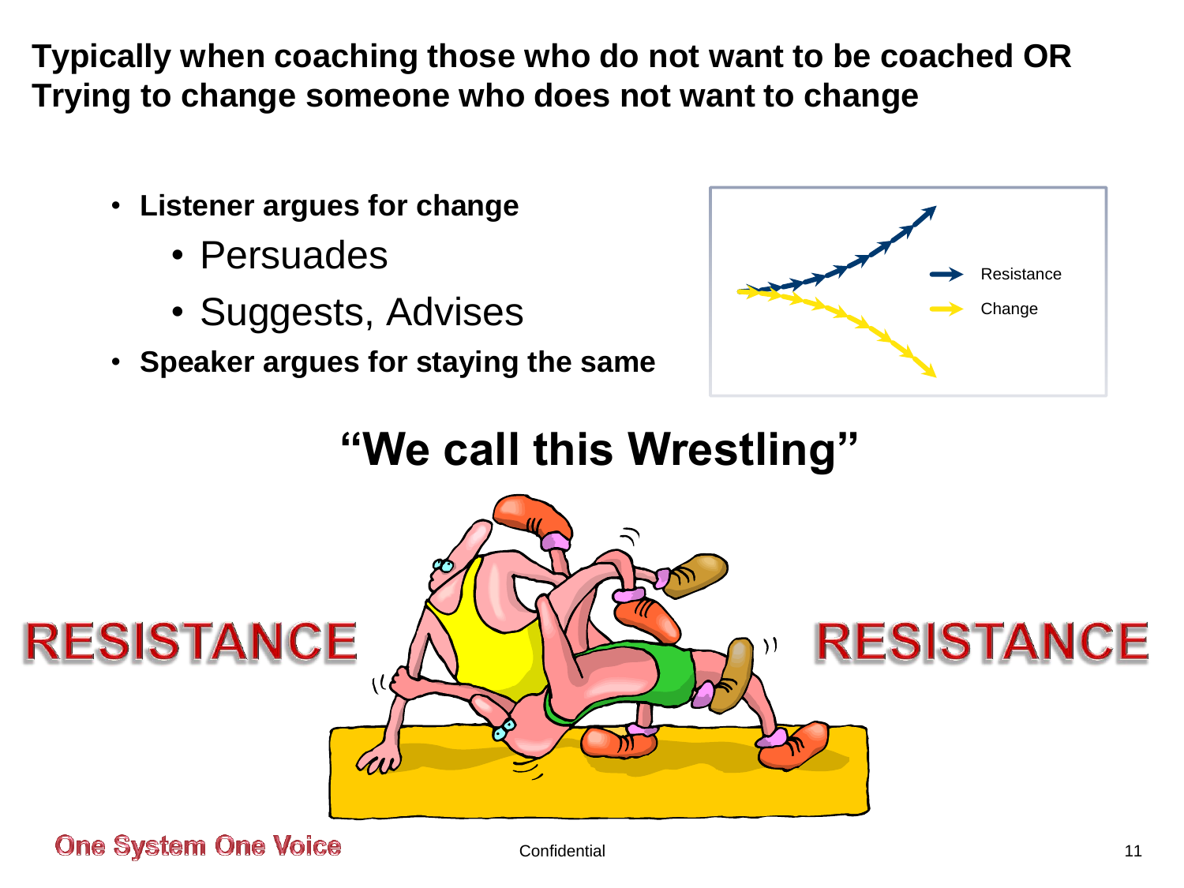**Typically when coaching those who do not want to be coached OR Trying to change someone who does not want to change**

- **Listener argues for change**
  - Persuades
  - Suggests, Advises
- **Speaker argues for staying the same**

Resistance

Change

## "We call this Wrestling"

RESISTANCE

RESISTANCE

One System One Voice

Confidential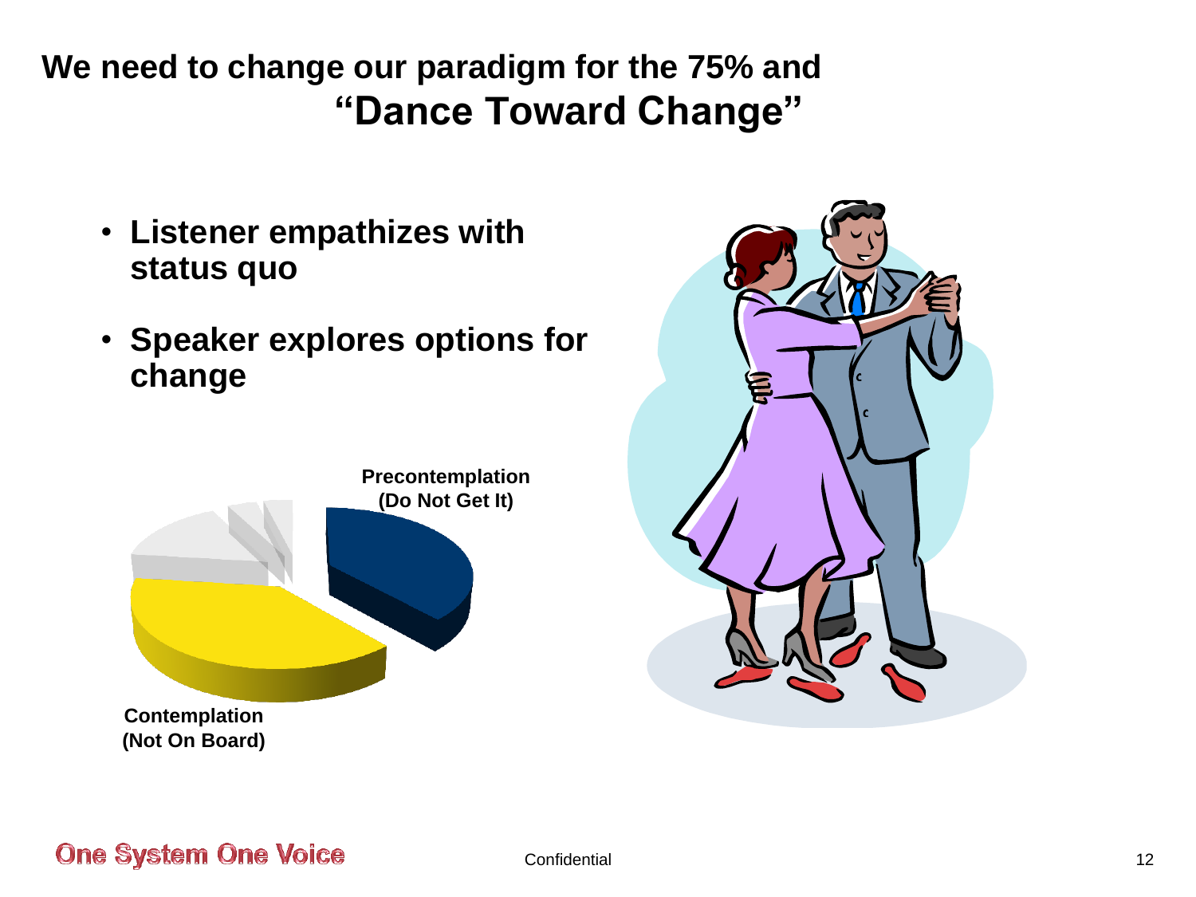# We need to change our paradigm for the 75% and "Dance Toward Change"

- **Listener empathizes with status quo**
- **Speaker explores options for change**

**Precontemplation (Do Not Get It)**

**Contemplation (Not On Board)**

One System One Voice

Confidential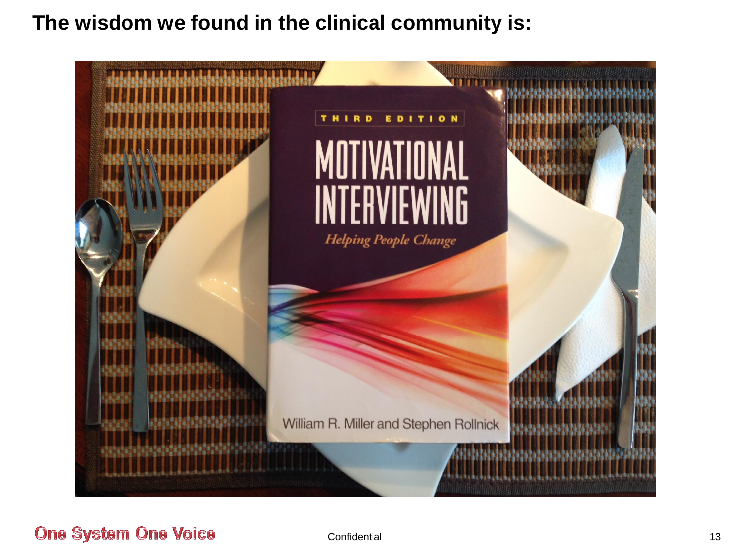# The wisdom we found in the clinical community is:

THIRD EDITION

MOTIVATIONAL INTERVIEWING

*Helping People Change*

William R. Miller and Stephen Rollnick

One System One Voice

Confidential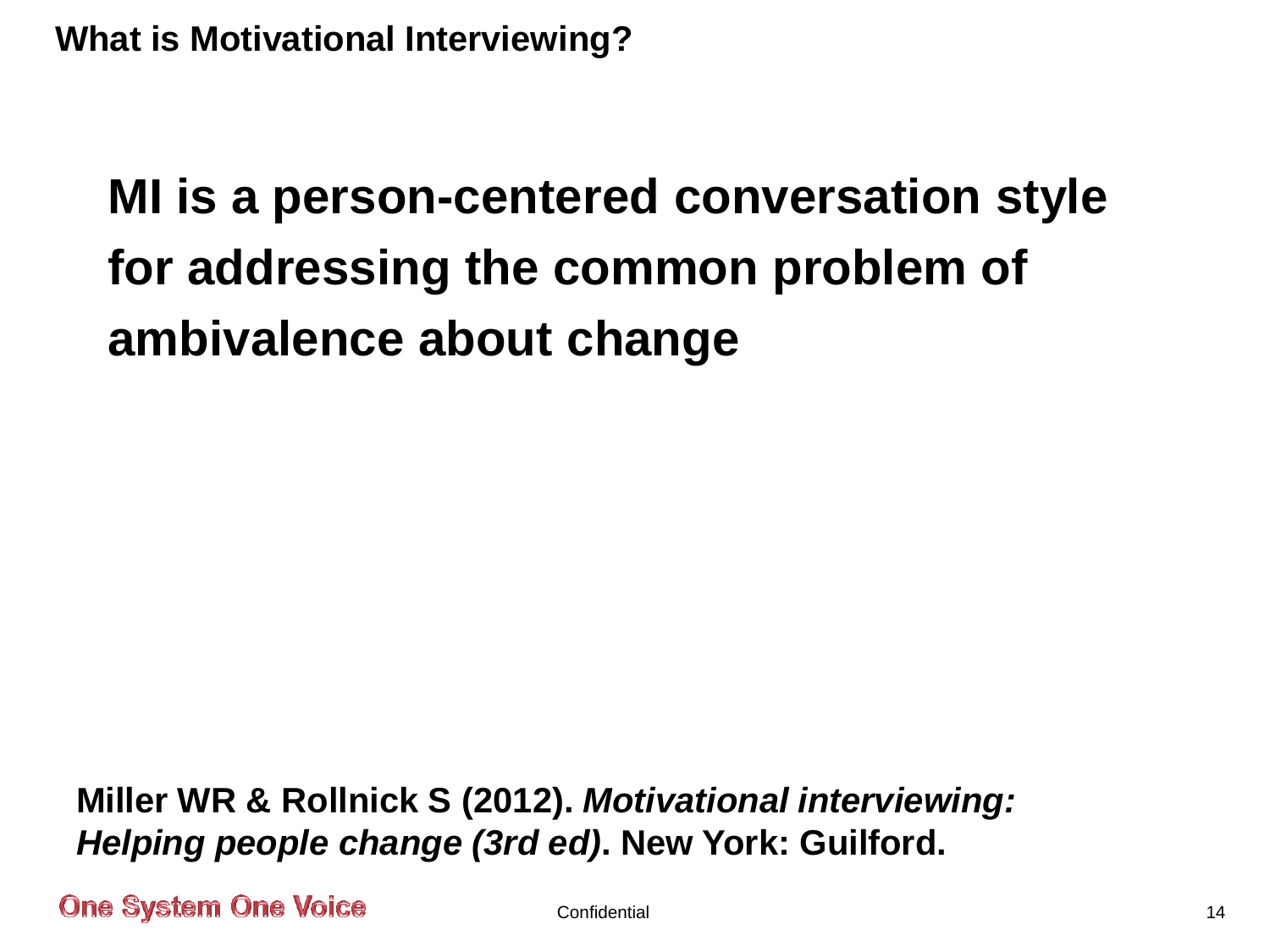## What is Motivational Interviewing?

**MI is a person-centered conversation style for addressing the common problem of ambivalence about change**

**Miller WR & Rollnick S (2012).** ***Motivational interviewing: Helping people change (3rd ed)*****. New York: Guilford.**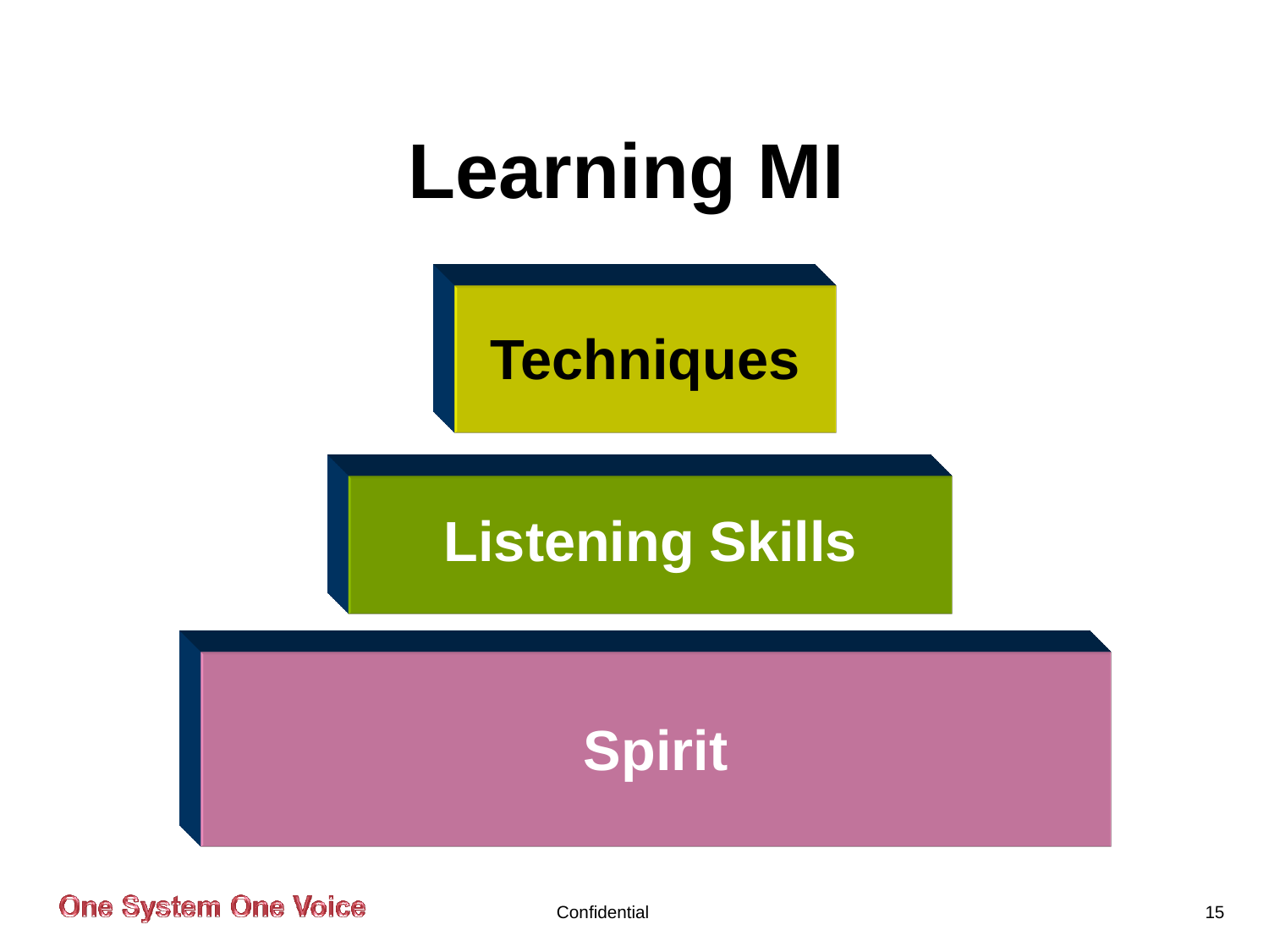# Learning MI

Techniques

Listening Skills

Spirit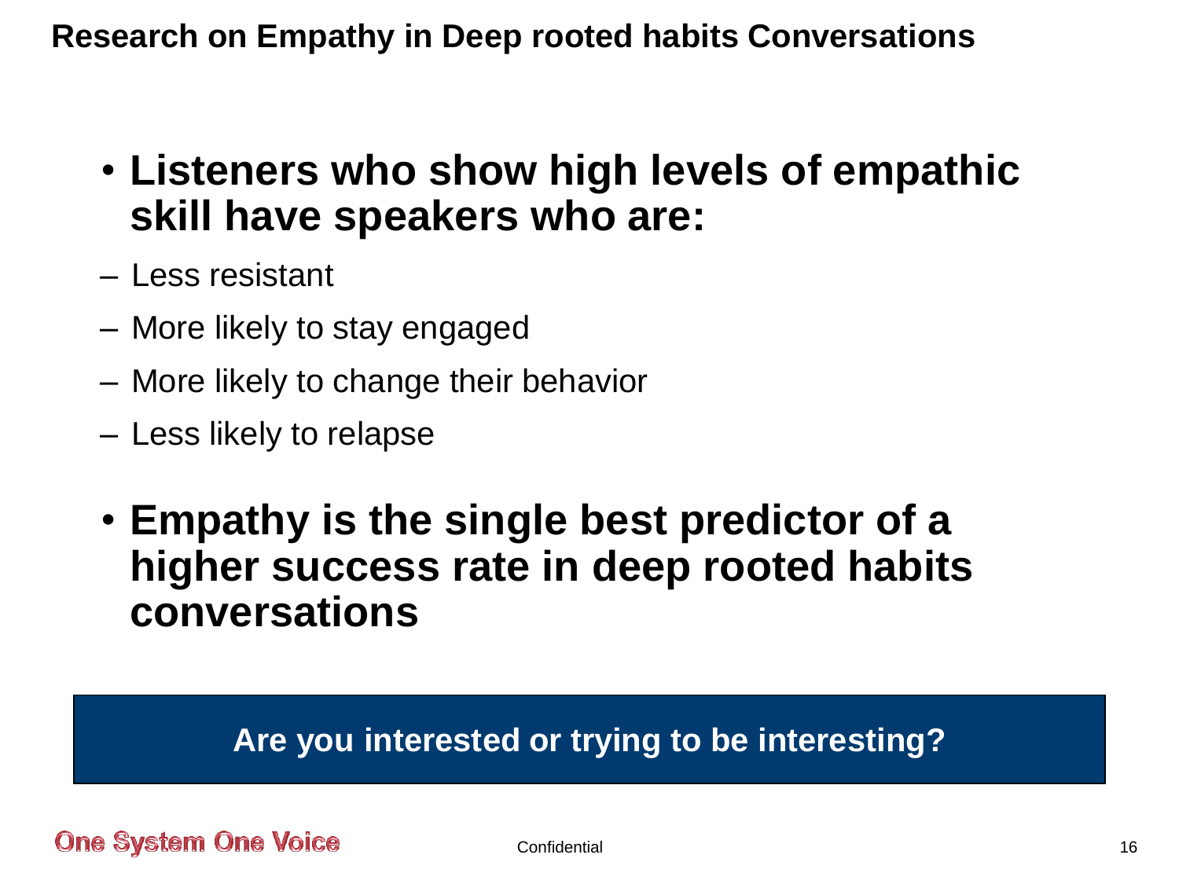# Research on Empathy in Deep rooted habits Conversations

- **Listeners who show high levels of empathic skill have speakers who are:**
  - Less resistant
  - More likely to stay engaged
  - More likely to change their behavior
  - Less likely to relapse
- **Empathy is the single best predictor of a higher success rate in deep rooted habits conversations**

**Are you interested or trying to be interesting?**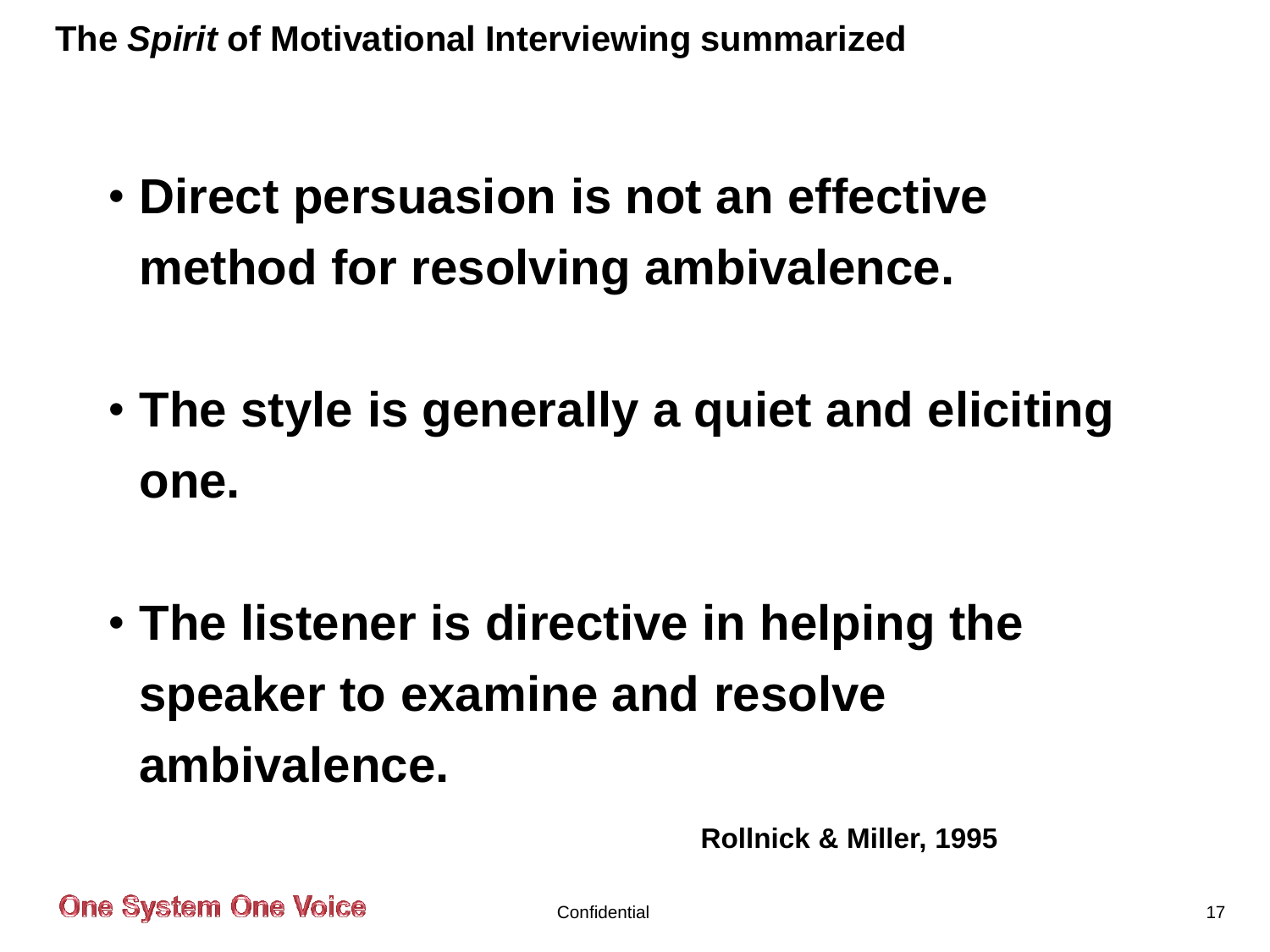## The *Spirit* of Motivational Interviewing summarized

- **Direct persuasion is not an effective method for resolving ambivalence.**
- **The style is generally a quiet and eliciting one.**
- **The listener is directive in helping the speaker to examine and resolve ambivalence.**

**Rollnick & Miller, 1995**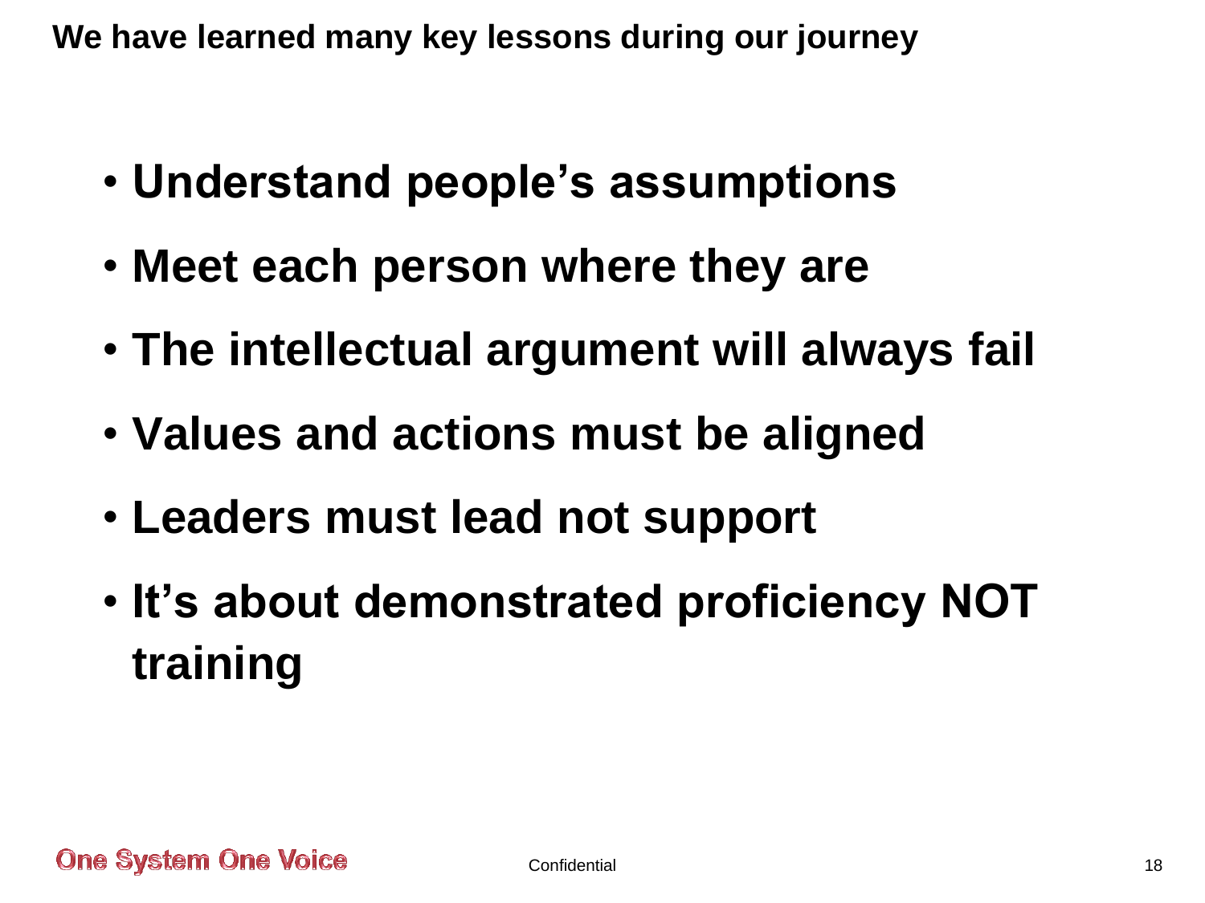## We have learned many key lessons during our journey

- **Understand people's assumptions**
- **Meet each person where they are**
- **The intellectual argument will always fail**
- **Values and actions must be aligned**
- **Leaders must lead not support**
- **It's about demonstrated proficiency NOT training**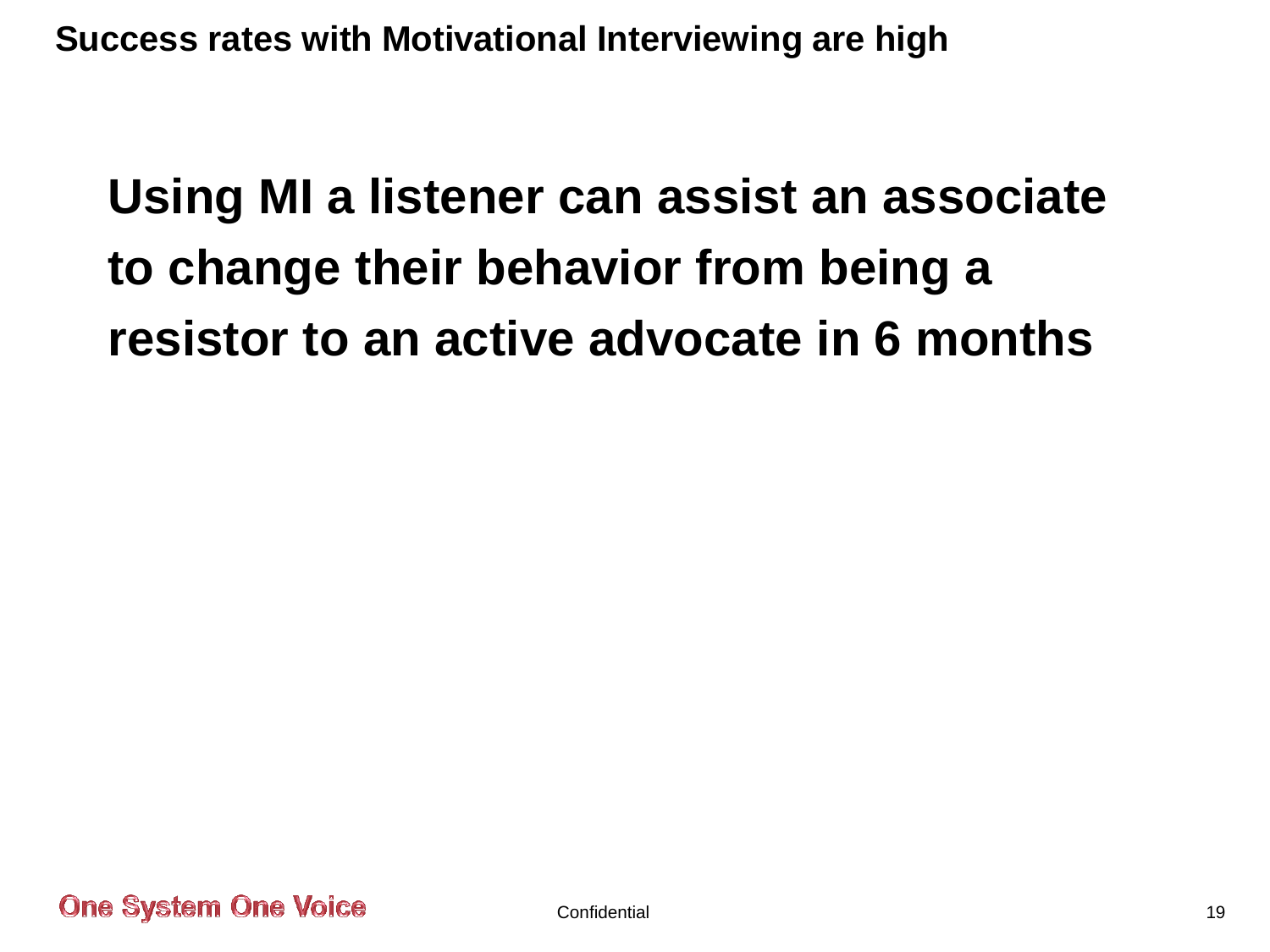## Success rates with Motivational Interviewing are high

**Using MI a listener can assist an associate to change their behavior from being a resistor to an active advocate in 6 months**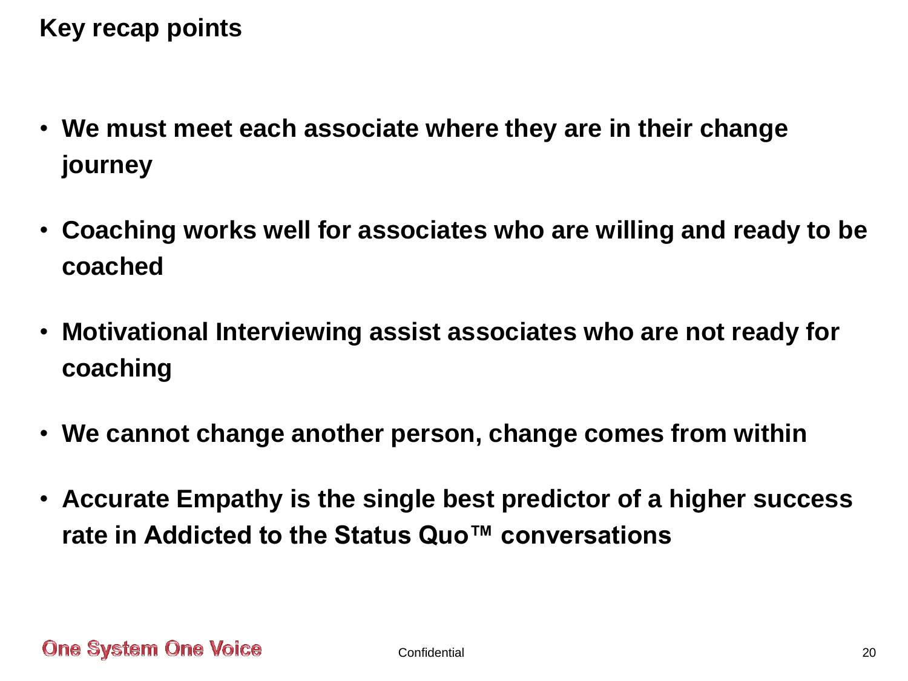# Key recap points

- **We must meet each associate where they are in their change journey**
- **Coaching works well for associates who are willing and ready to be coached**
- **Motivational Interviewing assist associates who are not ready for coaching**
- **We cannot change another person, change comes from within**
- **Accurate Empathy is the single best predictor of a higher success rate in Addicted to the Status Quo™ conversations**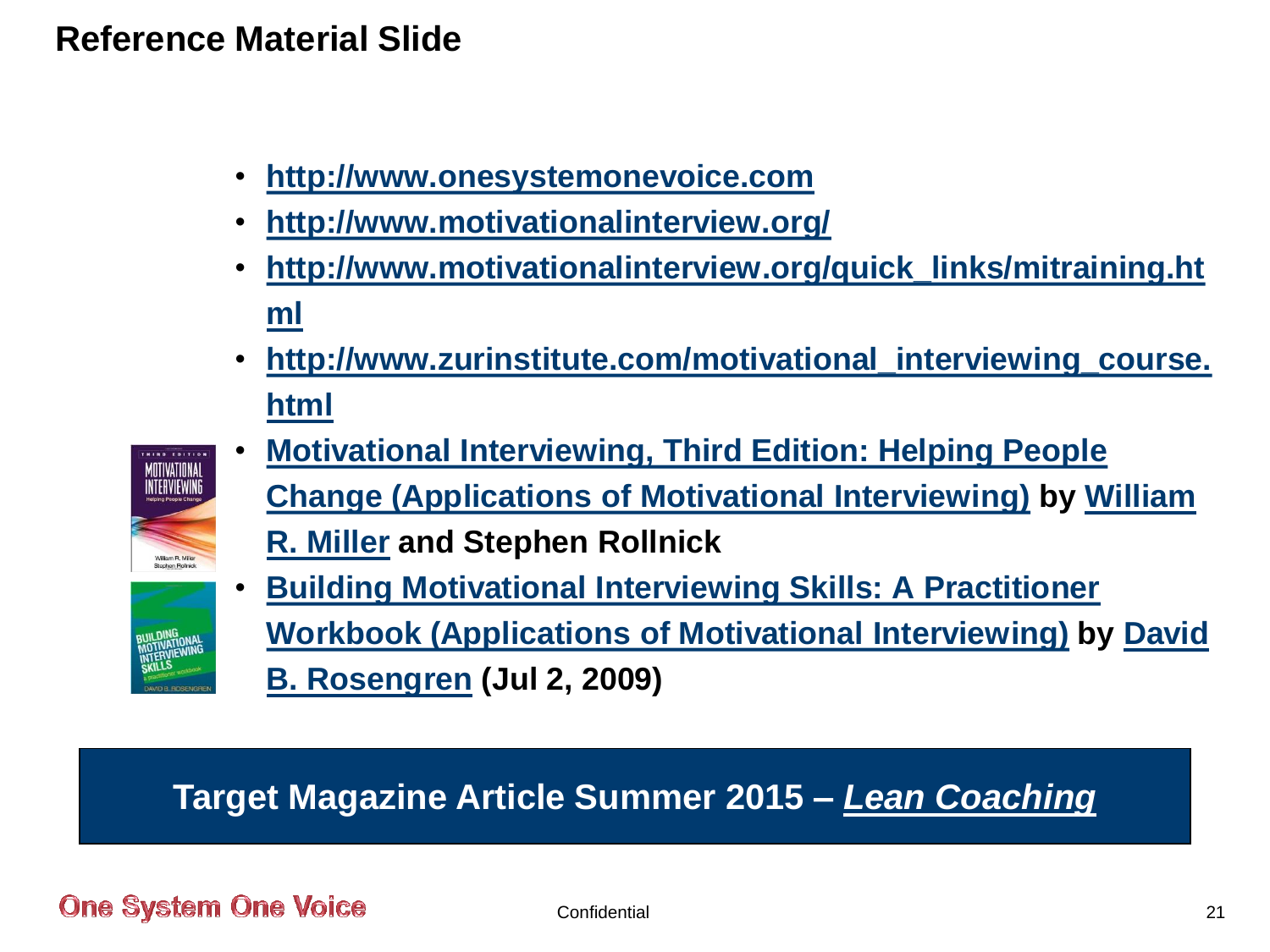# Reference Material Slide

- http://www.onesystemonevoice.com
- http://www.motivationalinterview.org/
- http://www.motivationalinterview.org/quick_links/mitraining.html
- http://www.zurinstitute.com/motivational_interviewing_course.html
- **Motivational Interviewing, Third Edition: Helping People Change (Applications of Motivational Interviewing) by William R. Miller and Stephen Rollnick**
- **Building Motivational Interviewing Skills: A Practitioner Workbook (Applications of Motivational Interviewing) by David B. Rosengren (Jul 2, 2009)**

**Target Magazine Article Summer 2015 – *Lean Coaching***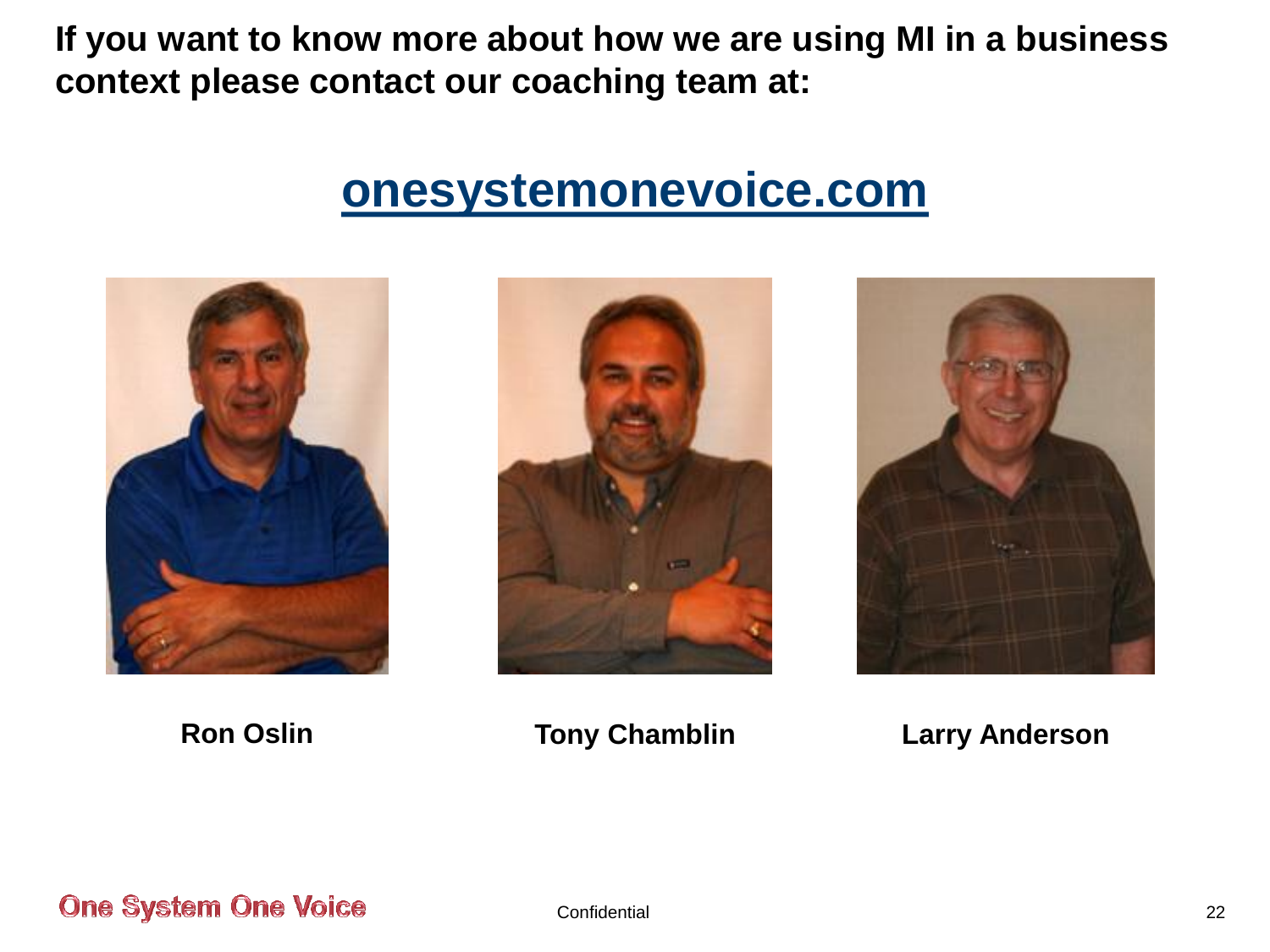**If you want to know more about how we are using MI in a business context please contact our coaching team at:**

## onesystemonevoice.com

**Ron Oslin**

**Tony Chamblin**

**Larry Anderson**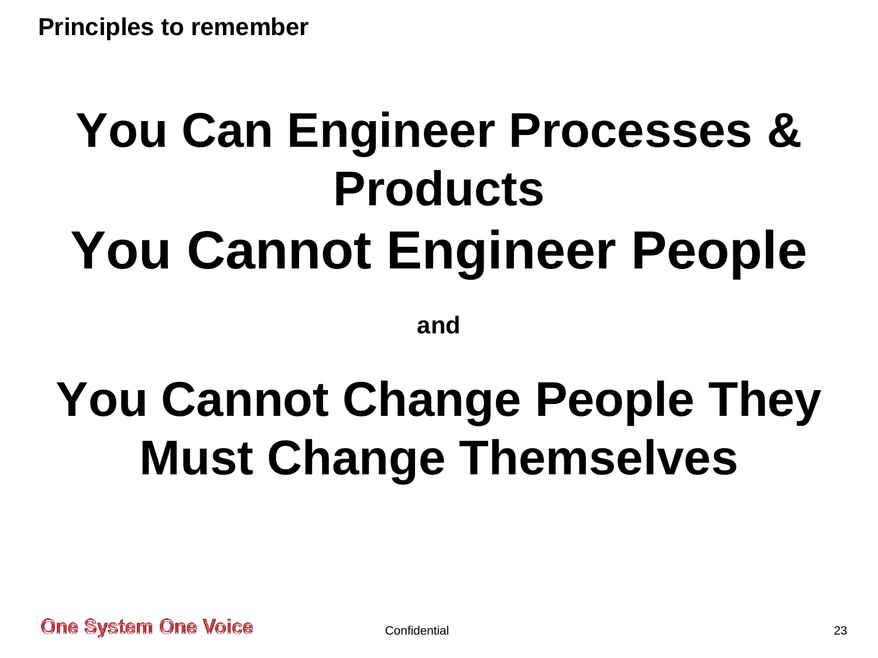**Principles to remember**

# You Can Engineer Processes & Products
# You Cannot Engineer People

**and**

# You Cannot Change People They Must Change Themselves